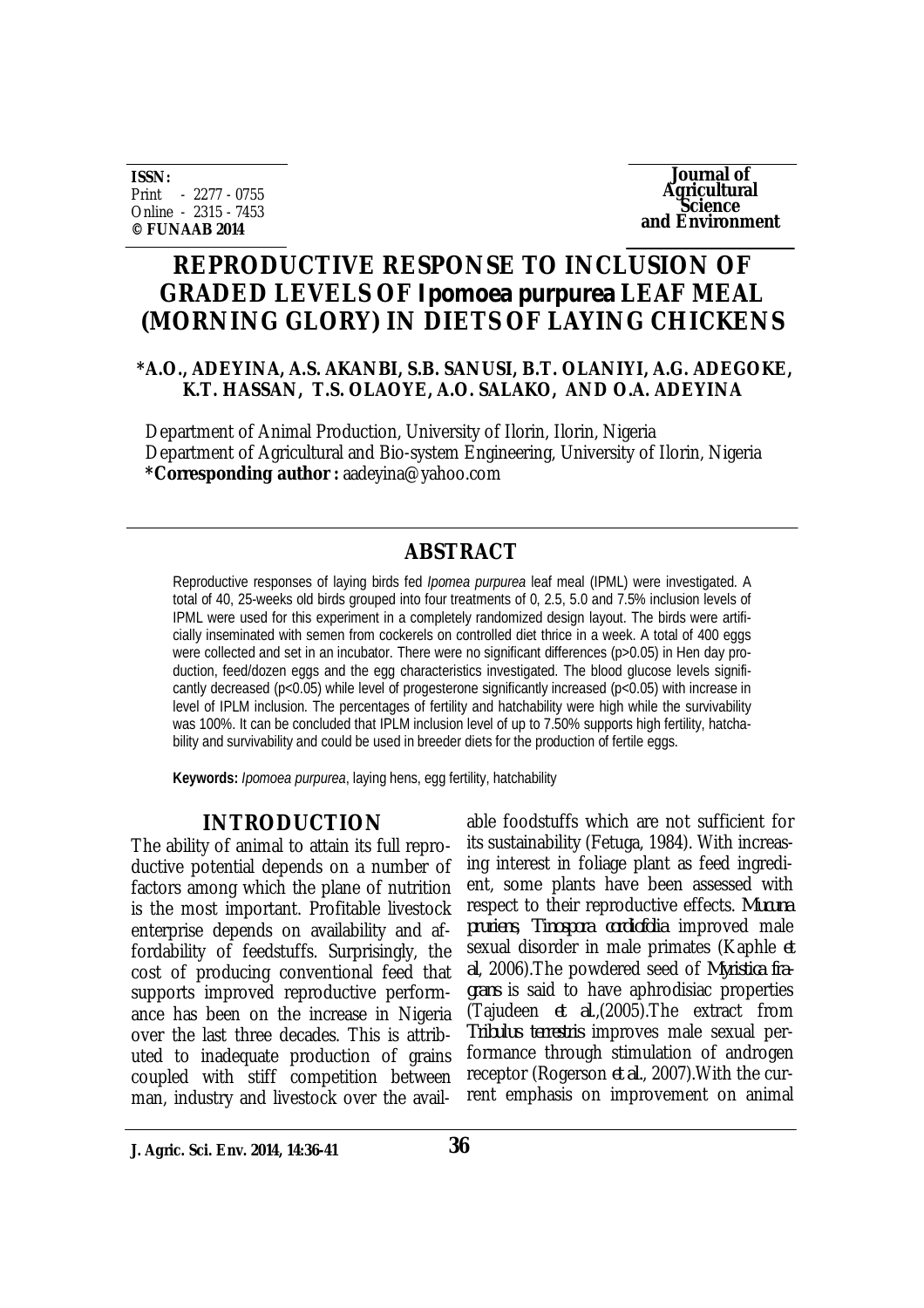ISSN:
Print - 2277 - 0755
Online - 2315 - 7453
**© FUNAAB 2014**

**Journal of Agricultural Science and Environment**

# REPRODUCTIVE RESPONSE TO INCLUSION OF GRADED LEVELS OF *Ipomoea purpurea* LEAF MEAL (MORNING GLORY) IN DIETS OF LAYING CHICKENS

**\*A.O., ADEYINA, A.S. AKANBI, S.B. SANUSI, B.T. OLANIYI, A.G. ADEGOKE, K.T. HASSAN, T.S. OLAOYE, A.O. SALAKO, AND O.A. ADEYINA**

Department of Animal Production, University of Ilorin, Ilorin, Nigeria
Department of Agricultural and Bio-system Engineering, University of Ilorin, Nigeria
**\*Corresponding author :** aadeyina@yahoo.com

## ABSTRACT

Reproductive responses of laying birds fed *Ipomea purpurea* leaf meal (IPML) were investigated. A total of 40, 25-weeks old birds grouped into four treatments of 0, 2.5, 5.0 and 7.5% inclusion levels of IPML were used for this experiment in a completely randomized design layout. The birds were artificially inseminated with semen from cockerels on controlled diet thrice in a week. A total of 400 eggs were collected and set in an incubator. There were no significant differences ($p>0.05$) in Hen day production, feed/dozen eggs and the egg characteristics investigated. The blood glucose levels significantly decreased ($p<0.05$) while level of progesterone significantly increased ($p<0.05$) with increase in level of IPLM inclusion. The percentages of fertility and hatchability were high while the survivability was 100%. It can be concluded that IPLM inclusion level of up to 7.50% supports high fertility, hatchability and survivability and could be used in breeder diets for the production of fertile eggs.

**Keywords:** *Ipomoea purpurea*, laying hens, egg fertility, hatchability

## INTRODUCTION

The ability of animal to attain its full reproductive potential depends on a number of factors among which the plane of nutrition is the most important. Profitable livestock enterprise depends on availability and affordability of feedstuffs. Surprisingly, the cost of producing conventional feed that supports improved reproductive performance has been on the increase in Nigeria over the last three decades. This is attributed to inadequate production of grains coupled with stiff competition between man, industry and livestock over the available foodstuffs which are not sufficient for its sustainability (Fetuga, 1984). With increasing interest in foliage plant as feed ingredient, some plants have been assessed with respect to their reproductive effects. *Mucuna pruriens*, *Timospora cordiofolia* improved male sexual disorder in male primates (Kaphle *et al*, 2006).The powdered seed of *Myristica fragrans* is said to have aphrodisiac properties (Tajudeen *et al.*,(2005).The extract from *Tribulus terestris* improves male sexual performance through stimulation of androgen receptor (Rogerson *et al.*, 2007).With the current emphasis on improvement on animal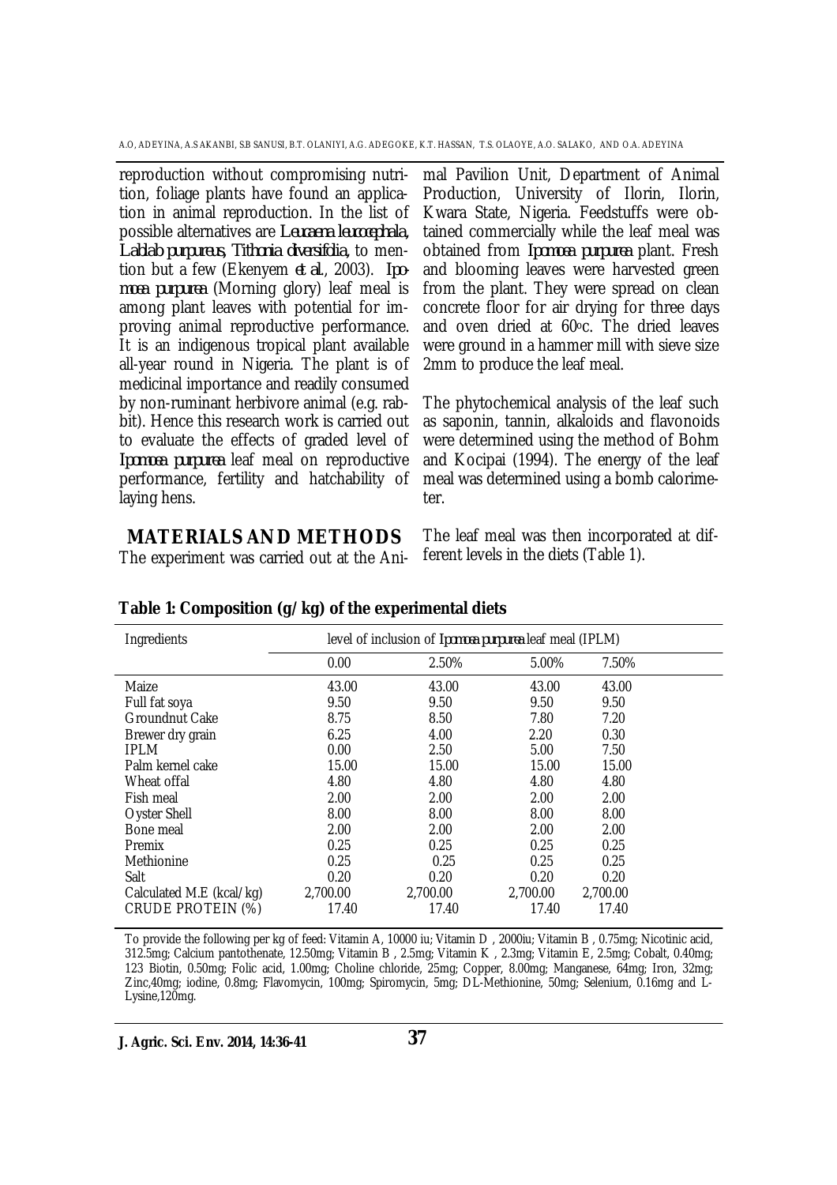reproduction without compromising nutrition, foliage plants have found an application in animal reproduction. In the list of possible alternatives are *Leucaena leucocephala, Lablab purpureus, Tithonia diversifolia,* to mention but a few (Ekenyem *et al.*, 2003). *Ipomoea purpurea* (Morning glory) leaf meal is among plant leaves with potential for improving animal reproductive performance. It is an indigenous tropical plant available all-year round in Nigeria. The plant is of medicinal importance and readily consumed by non-ruminant herbivore animal (e.g. rabbit). Hence this research work is carried out to evaluate the effects of graded level of *Ipomoea purpurea* leaf meal on reproductive performance, fertility and hatchability of laying hens.

## MATERIALS AND METHODS

The experiment was carried out at the Animal Pavilion Unit, Department of Animal Production, University of Ilorin, Ilorin, Kwara State, Nigeria. Feedstuffs were obtained commercially while the leaf meal was obtained from *Ipomoea purpurea* plant. Fresh and blooming leaves were harvested green from the plant. They were spread on clean concrete floor for air drying for three days and oven dried at 60$^{o}$c. The dried leaves were ground in a hammer mill with sieve size 2mm to produce the leaf meal.

The phytochemical analysis of the leaf such as saponin, tannin, alkaloids and flavonoids were determined using the method of Bohm and Kocipai (1994). The energy of the leaf meal was determined using a bomb calorimeter.

The leaf meal was then incorporated at different levels in the diets (Table 1).

**Table 1: Composition (g/kg) of the experimental diets**

| Ingredients | level of inclusion of *Ipomoea purpurea* leaf meal (IPLM) | | | |
|---|---|---|---|---|
| | 0.00 | 2.50% | 5.00% | 7.50% |
| Maize | 43.00 | 43.00 | 43.00 | 43.00 |
| Full fat soya | 9.50 | 9.50 | 9.50 | 9.50 |
| Groundnut Cake | 8.75 | 8.50 | 7.80 | 7.20 |
| Brewer dry grain | 6.25 | 4.00 | 2.20 | 0.30 |
| IPLM | 0.00 | 2.50 | 5.00 | 7.50 |
| Palm kernel cake | 15.00 | 15.00 | 15.00 | 15.00 |
| Wheat offal | 4.80 | 4.80 | 4.80 | 4.80 |
| Fish meal | 2.00 | 2.00 | 2.00 | 2.00 |
| Oyster Shell | 8.00 | 8.00 | 8.00 | 8.00 |
| Bone meal | 2.00 | 2.00 | 2.00 | 2.00 |
| Premix | 0.25 | 0.25 | 0.25 | 0.25 |
| Methionine | 0.25 | 0.25 | 0.25 | 0.25 |
| Salt | 0.20 | 0.20 | 0.20 | 0.20 |
| Calculated M.E (kcal/kg) | 2,700.00 | 2,700.00 | 2,700.00 | 2,700.00 |
| CRUDE PROTEIN (%) | 17.40 | 17.40 | 17.40 | 17.40 |

To provide the following per kg of feed: Vitamin A, 10000 iu; Vitamin D , 2000iu; Vitamin B , 0.75mg; Nicotinic acid, 312.5mg; Calcium pantothenate, 12.50mg; Vitamin B , 2.5mg; Vitamin K , 2.3mg; Vitamin E, 2.5mg; Cobalt, 0.40mg; 123 Biotin, 0.50mg; Folic acid, 1.00mg; Choline chloride, 25mg; Copper, 8.00mg; Manganese, 64mg; Iron, 32mg; Zinc,40mg; iodine, 0.8mg; Flavomycin, 100mg; Spiromycin, 5mg; DL-Methionine, 50mg; Selenium, 0.16mg and L-Lysine,120mg.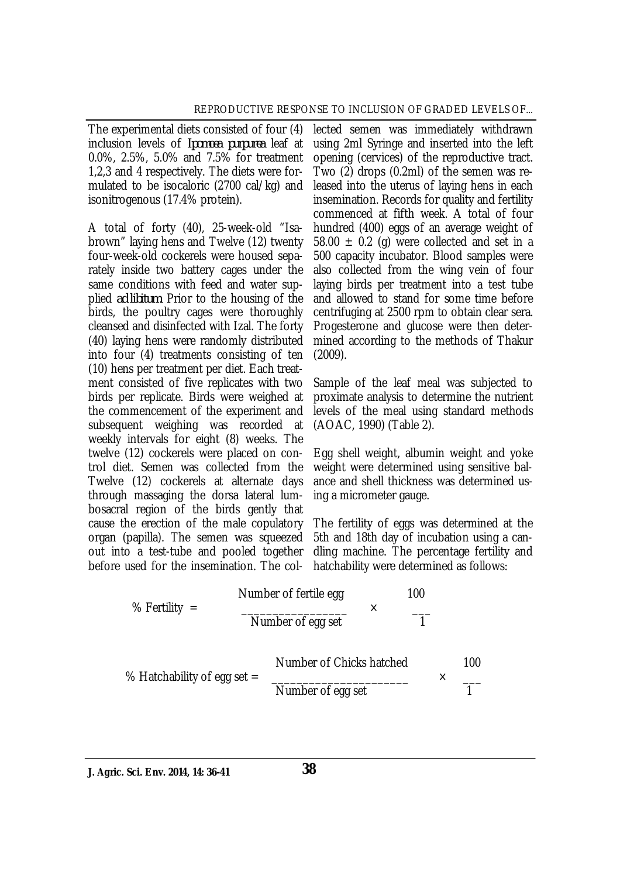The experimental diets consisted of four (4) inclusion levels of *Ipomoea purpurea* leaf at 0.0%, 2.5%, 5.0% and 7.5% for treatment 1,2,3 and 4 respectively. The diets were formulated to be isocaloric (2700 cal/kg) and isonitrogenous (17.4% protein).

A total of forty (40), 25-week-old "Isa-brown" laying hens and Twelve (12) twenty four-week-old cockerels were housed separately inside two battery cages under the same conditions with feed and water supplied *ad libitum*. Prior to the housing of the birds, the poultry cages were thoroughly cleansed and disinfected with Izal. The forty (40) laying hens were randomly distributed into four (4) treatments consisting of ten (10) hens per treatment per diet. Each treatment consisted of five replicates with two birds per replicate. Birds were weighed at the commencement of the experiment and subsequent weighing was recorded at weekly intervals for eight (8) weeks. The twelve (12) cockerels were placed on control diet. Semen was collected from the Twelve (12) cockerels at alternate days through massaging the dorsa lateral lumbosacral region of the birds gently that cause the erection of the male copulatory organ (papilla). The semen was squeezed out into a test-tube and pooled together before used for the insemination. The collected semen was immediately withdrawn using 2ml Syringe and inserted into the left opening (cervices) of the reproductive tract. Two (2) drops (0.2ml) of the semen was released into the uterus of laying hens in each insemination. Records for quality and fertility commenced at fifth week. A total of four hundred (400) eggs of an average weight of 58.00 ± 0.2 (g) were collected and set in a 500 capacity incubator. Blood samples were also collected from the wing vein of four laying birds per treatment into a test tube and allowed to stand for some time before centrifuging at 2500 rpm to obtain clear sera. Progesterone and glucose were then determined according to the methods of Thakur (2009).

Sample of the leaf meal was subjected to proximate analysis to determine the nutrient levels of the meal using standard methods (AOAC, 1990) (Table 2).

Egg shell weight, albumin weight and yoke weight were determined using sensitive balance and shell thickness was determined using a micrometer gauge.

The fertility of eggs was determined at the 5th and 18th day of incubation using a candling machine. The percentage fertility and hatchability were determined as follows:

$$\% \text{ Fertility} = \frac{\text{Number of fertile egg}}{\text{Number of egg set}} \times \frac{100}{1}$$

$$\% \text{ Hatchability of egg set} = \frac{\text{Number of Chicks hatched}}{\text{Number of egg set}} \times \frac{100}{1}$$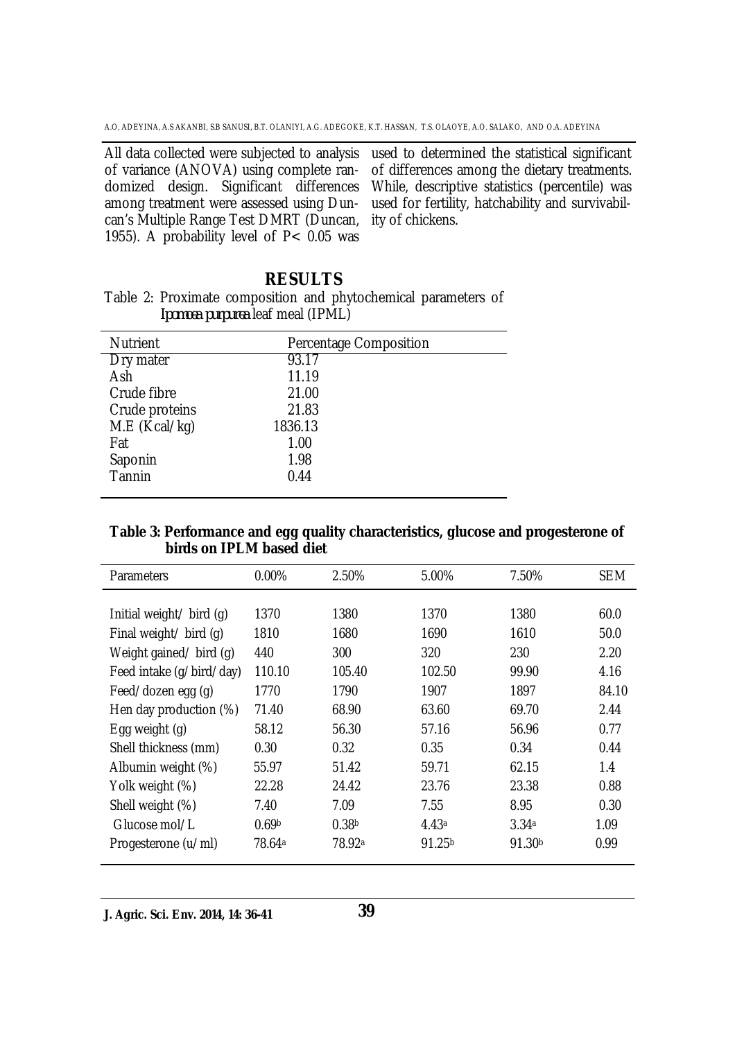All data collected were subjected to analysis of variance (ANOVA) using complete randomized design. Significant differences among treatment were assessed using Duncan's Multiple Range Test DMRT (Duncan, 1955). A probability level of P< 0.05 was used to determined the statistical significant of differences among the dietary treatments. While, descriptive statistics (percentile) was used for fertility, hatchability and survivability of chickens.

## RESULTS

Table 2: Proximate composition and phytochemical parameters of *Ipomoea purpurea* leaf meal (IPML)

| Nutrient | Percentage Composition |
|---|---|
| Dry mater | 93.17 |
| Ash | 11.19 |
| Crude fibre | 21.00 |
| Crude proteins | 21.83 |
| M.E (Kcal/kg) | 1836.13 |
| Fat | 1.00 |
| Saponin | 1.98 |
| Tannin | 0.44 |

**Table 3: Performance and egg quality characteristics, glucose and progesterone of birds on IPLM based diet**

| Parameters | 0.00% | 2.50% | 5.00% | 7.50% | SEM |
|---|---|---|---|---|---|
| Initial weight/ bird (g) | 1370 | 1380 | 1370 | 1380 | 60.0 |
| Final weight/ bird (g) | 1810 | 1680 | 1690 | 1610 | 50.0 |
| Weight gained/ bird (g) | 440 | 300 | 320 | 230 | 2.20 |
| Feed intake (g/bird/day) | 110.10 | 105.40 | 102.50 | 99.90 | 4.16 |
| Feed/dozen egg (g) | 1770 | 1790 | 1907 | 1897 | 84.10 |
| Hen day production (%) | 71.40 | 68.90 | 63.60 | 69.70 | 2.44 |
| Egg weight (g) | 58.12 | 56.30 | 57.16 | 56.96 | 0.77 |
| Shell thickness (mm) | 0.30 | 0.32 | 0.35 | 0.34 | 0.44 |
| Albumin weight (%) | 55.97 | 51.42 | 59.71 | 62.15 | 1.4 |
| Yolk weight (%) | 22.28 | 24.42 | 23.76 | 23.38 | 0.88 |
| Shell weight (%) | 7.40 | 7.09 | 7.55 | 8.95 | 0.30 |
| Glucose mol/L | $0.69^{b}$ | $0.38^{b}$ | $4.43^{a}$ | $3.34^{a}$ | 1.09 |
| Progesterone (u/ml) | $78.64^{a}$ | $78.92^{a}$ | $91.25^{b}$ | $91.30^{b}$ | 0.99 |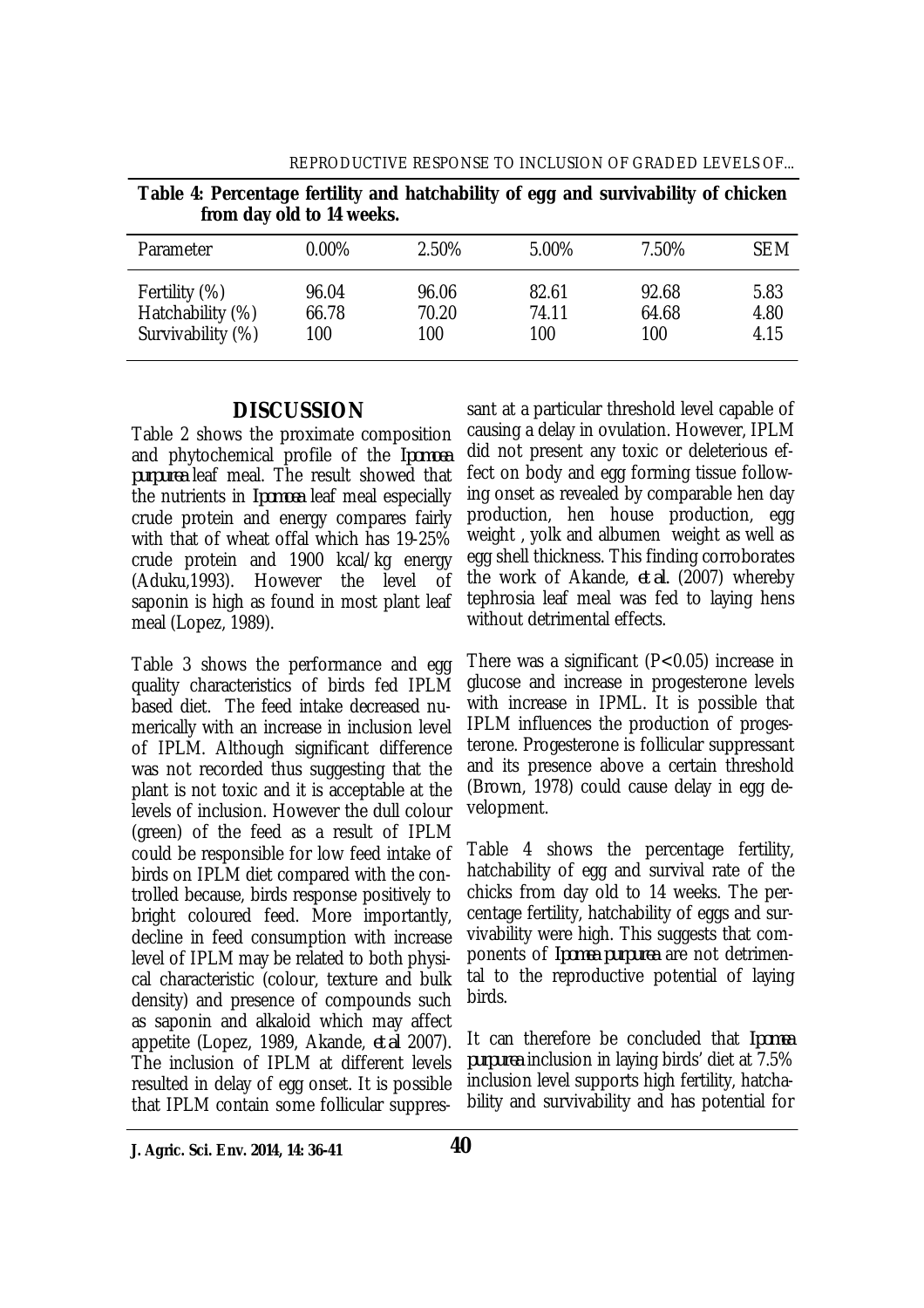**Table 4: Percentage fertility and hatchability of egg and survivability of chicken from day old to 14 weeks.**

| Parameter | 0.00% | 2.50% | 5.00% | 7.50% | SEM |
|---|---|---|---|---|---|
| Fertility (%) | 96.04 | 96.06 | 82.61 | 92.68 | 5.83 |
| Hatchability (%) | 66.78 | 70.20 | 74.11 | 64.68 | 4.80 |
| Survivability (%) | 100 | 100 | 100 | 100 | 4.15 |

## DISCUSSION

Table 2 shows the proximate composition and phytochemical profile of the *Ipomoea purpurea* leaf meal. The result showed that the nutrients in *Ipomoea* leaf meal especially crude protein and energy compares fairly with that of wheat offal which has 19-25% crude protein and 1900 kcal/kg energy (Aduku,1993). However the level of saponin is high as found in most plant leaf meal (Lopez, 1989).

Table 3 shows the performance and egg quality characteristics of birds fed IPLM based diet. The feed intake decreased numerically with an increase in inclusion level of IPLM. Although significant difference was not recorded thus suggesting that the plant is not toxic and it is acceptable at the levels of inclusion. However the dull colour (green) of the feed as a result of IPLM could be responsible for low feed intake of birds on IPLM diet compared with the controlled because, birds response positively to bright coloured feed. More importantly, decline in feed consumption with increase level of IPLM may be related to both physical characteristic (colour, texture and bulk density) and presence of compounds such as saponin and alkaloid which may affect appetite (Lopez, 1989, Akande, *et al* 2007). The inclusion of IPLM at different levels resulted in delay of egg onset. It is possible that IPLM contain some follicular suppressant at a particular threshold level capable of causing a delay in ovulation. However, IPLM did not present any toxic or deleterious effect on body and egg forming tissue following onset as revealed by comparable hen day production, hen house production, egg weight , yolk and albumen weight as well as egg shell thickness. This finding corroborates the work of Akande, *et al.* (2007) whereby tephrosia leaf meal was fed to laying hens without detrimental effects.

There was a significant ($P<0.05$) increase in glucose and increase in progesterone levels with increase in IPML. It is possible that IPLM influences the production of progesterone. Progesterone is follicular suppressant and its presence above a certain threshold (Brown, 1978) could cause delay in egg development.

Table 4 shows the percentage fertility, hatchability of egg and survival rate of the chicks from day old to 14 weeks. The percentage fertility, hatchability of eggs and survivability were high. This suggests that components of *Ipomoea purpurea* are not detrimental to the reproductive potential of laying birds.

It can therefore be concluded that *Ipomea purpurea* inclusion in laying birds' diet at 7.5% inclusion level supports high fertility, hatchability and survivability and has potential for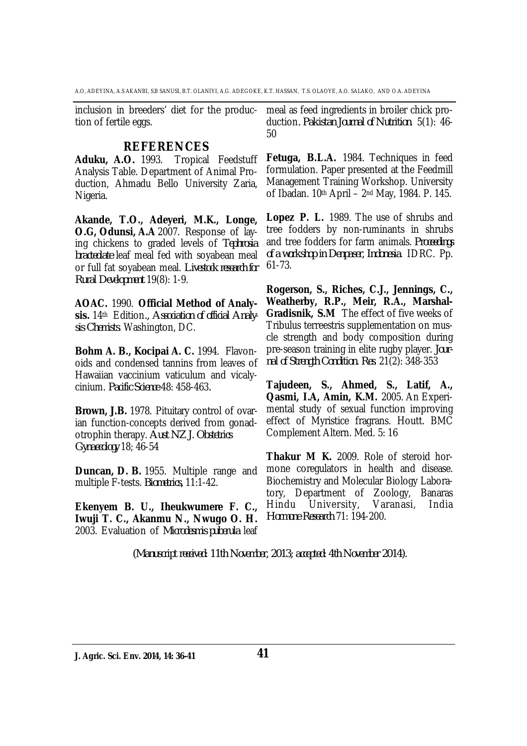inclusion in breeders' diet for the production of fertile eggs.

## REFERENCES

**Aduku, A.O.** 1993. Tropical Feedstuff Analysis Table. Department of Animal Production, Ahmadu Bello University Zaria, Nigeria.

**Akande, T.O., Adeyeri, M.K., Longe, O.G, Odunsi, A.A** 2007. Response of laying chickens to graded levels of *Tephrosia bracteolate* leaf meal fed with soyabean meal or full fat soyabean meal. *Livestock research for Rural Development* 19(8): 1-9.

**AOAC.** 1990. **Official Method of Analysis.** 14th Edition., *Association of official Analysis Chemists.* Washington, DC.

**Bohm A. B., Kocipai A. C.** 1994. Flavonoids and condensed tannins from leaves of Hawaiian vaccinium vaticulum and vicalycinium. *Pacific Science* 48: 458-463.

**Brown, J.B.** 1978. Pituitary control of ovarian function-concepts derived from gonadotrophin therapy. *Aust NZ J. Obstetrics Gynaecology* 18; 46-54

**Duncan, D. B.** 1955. Multiple range and multiple F-tests. *Biometrics,* 11:1-42.

**Ekenyem B. U., Iheukwumere F. C., Iwuji T. C., Akanmu N., Nwugo O. H.** 2003. Evaluation of *Microdesmis puberula* leaf meal as feed ingredients in broiler chick production. *Pakistan Journal of Nutrition.* 5(1): 46-50

**Fetuga, B.L.A.** 1984. Techniques in feed formulation. Paper presented at the Feedmill Management Training Workshop. University of Ibadan. 10th April – 2nd May, 1984. P. 145.

**Lopez P. L.** 1989. The use of shrubs and tree fodders by non-ruminants in shrubs and tree fodders for farm animals. *Proceedings of a workshop in Denpaser, Indonesia.* IDRC. Pp. 61-73.

**Rogerson, S., Riches, C.J., Jennings, C., Weatherby, R.P., Meir, R.A., Marshal-Gradisnik, S.M** The effect of five weeks of Tribulus terreestris supplementation on muscle strength and body composition during pre-season training in elite rugby player. *Journal of Strength Condition. Res.* 21(2): 348-353

**Tajudeen, S., Ahmed, S., Latif, A., Qasmi, I.A, Amin, K.M.** 2005. An Experimental study of sexual function improving effect of Myristice fragrans. Houtt. BMC Complement Altern. Med. 5: 16

**Thakur M K.** 2009. Role of steroid hormone coregulators in health and disease. Biochemistry and Molecular Biology Laboratory, Department of Zoology, Banaras Hindu University, Varanasi, India *Hormone Research* 71: 194-200.

*(Manuscript received: 11th November, 2013; accepted: 4th November 2014).*